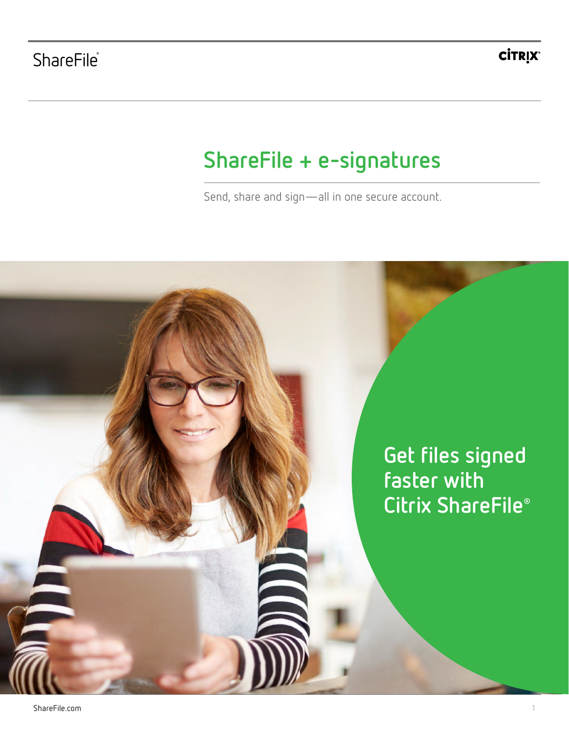ShareFile®

CITRIX®

# ShareFile + e-signatures

Send, share and sign—all in one secure account.

## Get files signed faster with Citrix ShareFile®

ShareFile.com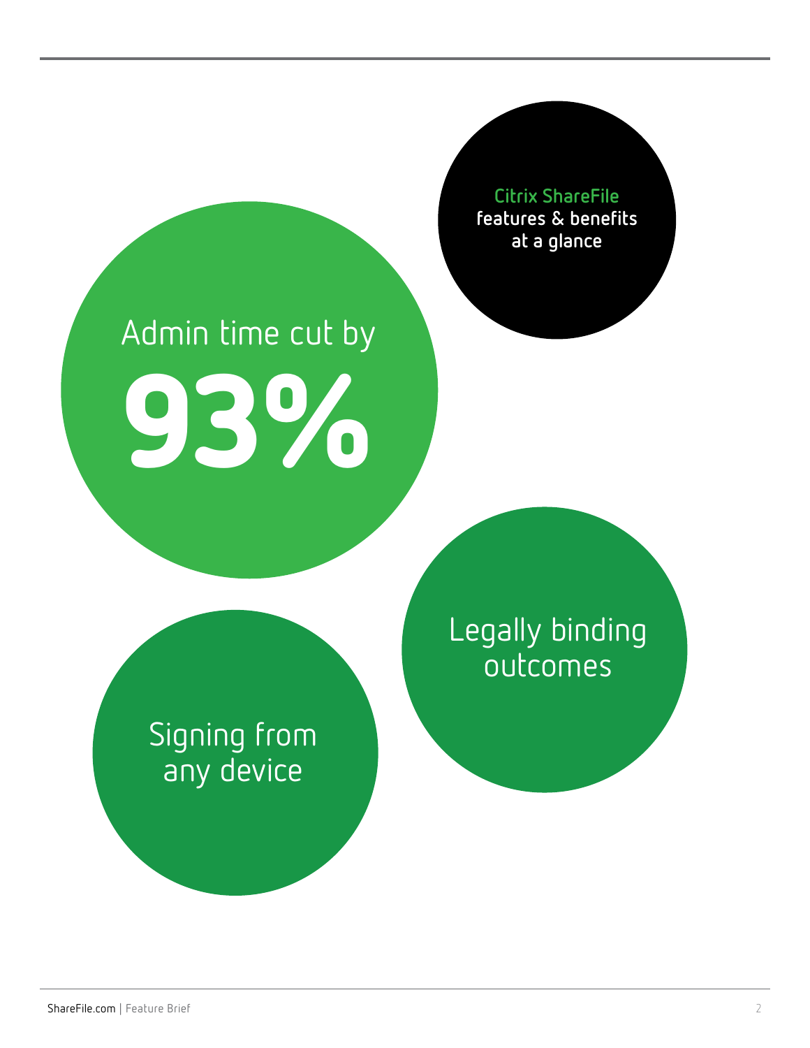## Citrix ShareFile features & benefits at a glance

Admin time cut by

**93%**

Legally binding outcomes

Signing from any device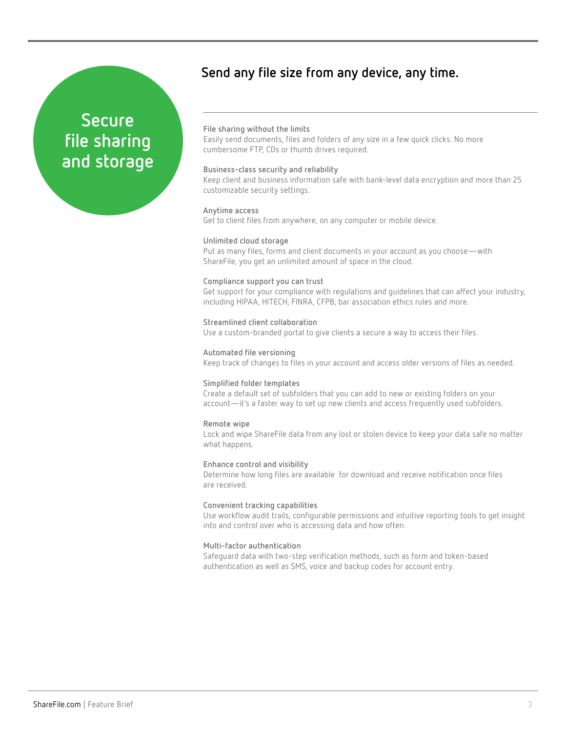# Secure file sharing and storage

## Send any file size from any device, any time.

**File sharing without the limits**
Easily send documents, files and folders of any size in a few quick clicks. No more cumbersome FTP, CDs or thumb drives required.

**Business-class security and reliability**
Keep client and business information safe with bank-level data encryption and more than 25 customizable security settings.

**Anytime access**
Get to client files from anywhere, on any computer or mobile device.

**Unlimited cloud storage**
Put as many files, forms and client documents in your account as you choose—with ShareFile, you get an unlimited amount of space in the cloud.

**Compliance support you can trust**
Get support for your compliance with regulations and guidelines that can affect your industry, including HIPAA, HITECH, FINRA, CFPB, bar association ethics rules and more.

**Streamlined client collaboration**
Use a custom-branded portal to give clients a secure a way to access their files.

**Automated file versioning**
Keep track of changes to files in your account and access older versions of files as needed.

**Simplified folder templates**
Create a default set of subfolders that you can add to new or existing folders on your account—it's a faster way to set up new clients and access frequently used subfolders.

**Remote wipe**
Lock and wipe ShareFile data from any lost or stolen device to keep your data safe no matter what happens.

**Enhance control and visibility**
Determine how long files are available for download and receive notification once files are received.

**Convenient tracking capabilities**
Use workflow audit trails, configurable permissions and intuitive reporting tools to get insight into and control over who is accessing data and how often.

**Multi-factor authentication**
Safeguard data with two-step verification methods, such as form and token-based authentication as well as SMS, voice and backup codes for account entry.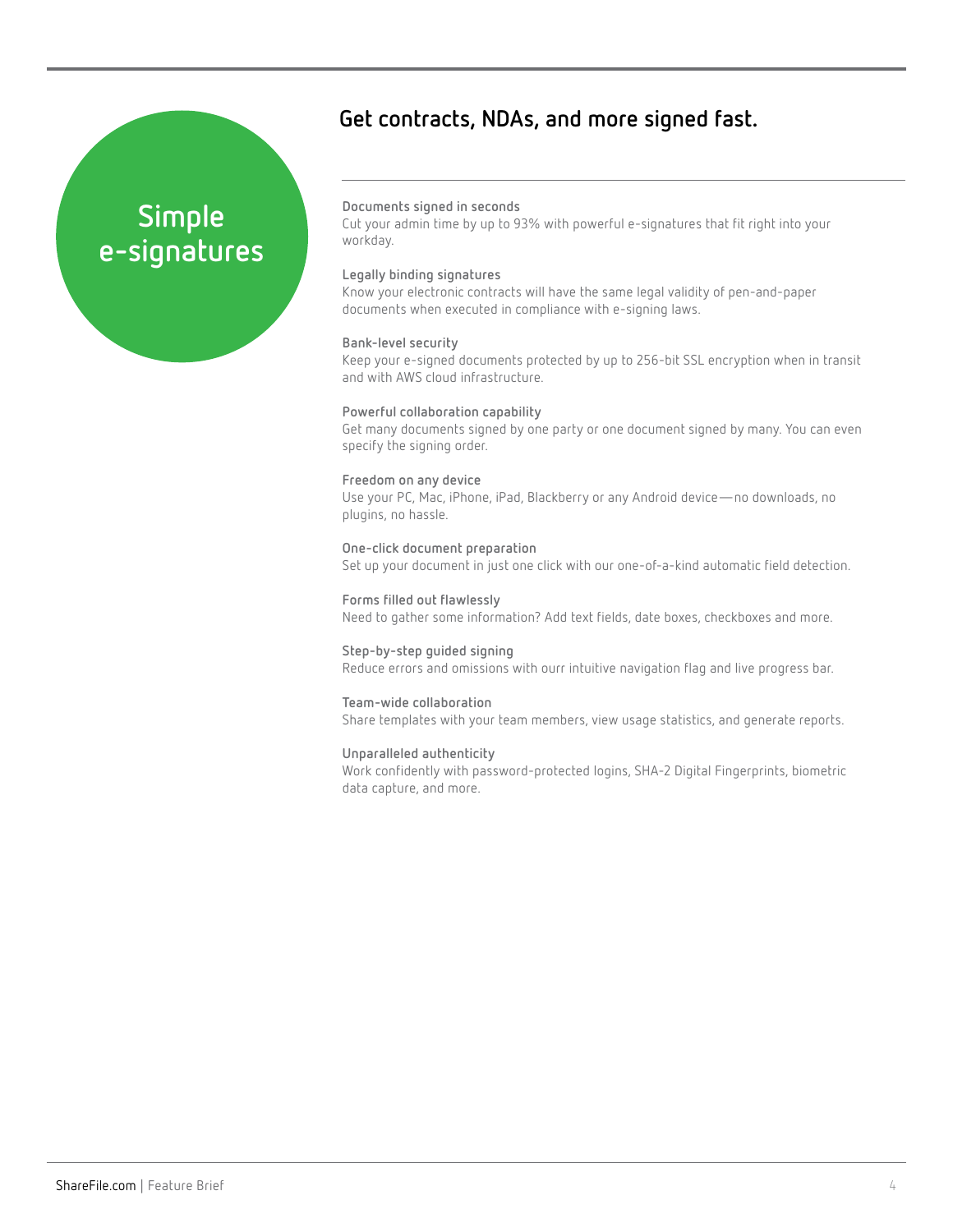# Simple e-signatures

## Get contracts, NDAs, and more signed fast.

**Documents signed in seconds**
Cut your admin time by up to 93% with powerful e-signatures that fit right into your workday.

**Legally binding signatures**
Know your electronic contracts will have the same legal validity of pen-and-paper documents when executed in compliance with e-signing laws.

**Bank-level security**
Keep your e-signed documents protected by up to 256-bit SSL encryption when in transit and with AWS cloud infrastructure.

**Powerful collaboration capability**
Get many documents signed by one party or one document signed by many. You can even specify the signing order.

**Freedom on any device**
Use your PC, Mac, iPhone, iPad, Blackberry or any Android device—no downloads, no plugins, no hassle.

**One-click document preparation**
Set up your document in just one click with our one-of-a-kind automatic field detection.

**Forms filled out flawlessly**
Need to gather some information? Add text fields, date boxes, checkboxes and more.

**Step-by-step guided signing**
Reduce errors and omissions with ourr intuitive navigation flag and live progress bar.

**Team-wide collaboration**
Share templates with your team members, view usage statistics, and generate reports.

**Unparalleled authenticity**
Work confidently with password-protected logins, SHA-2 Digital Fingerprints, biometric data capture, and more.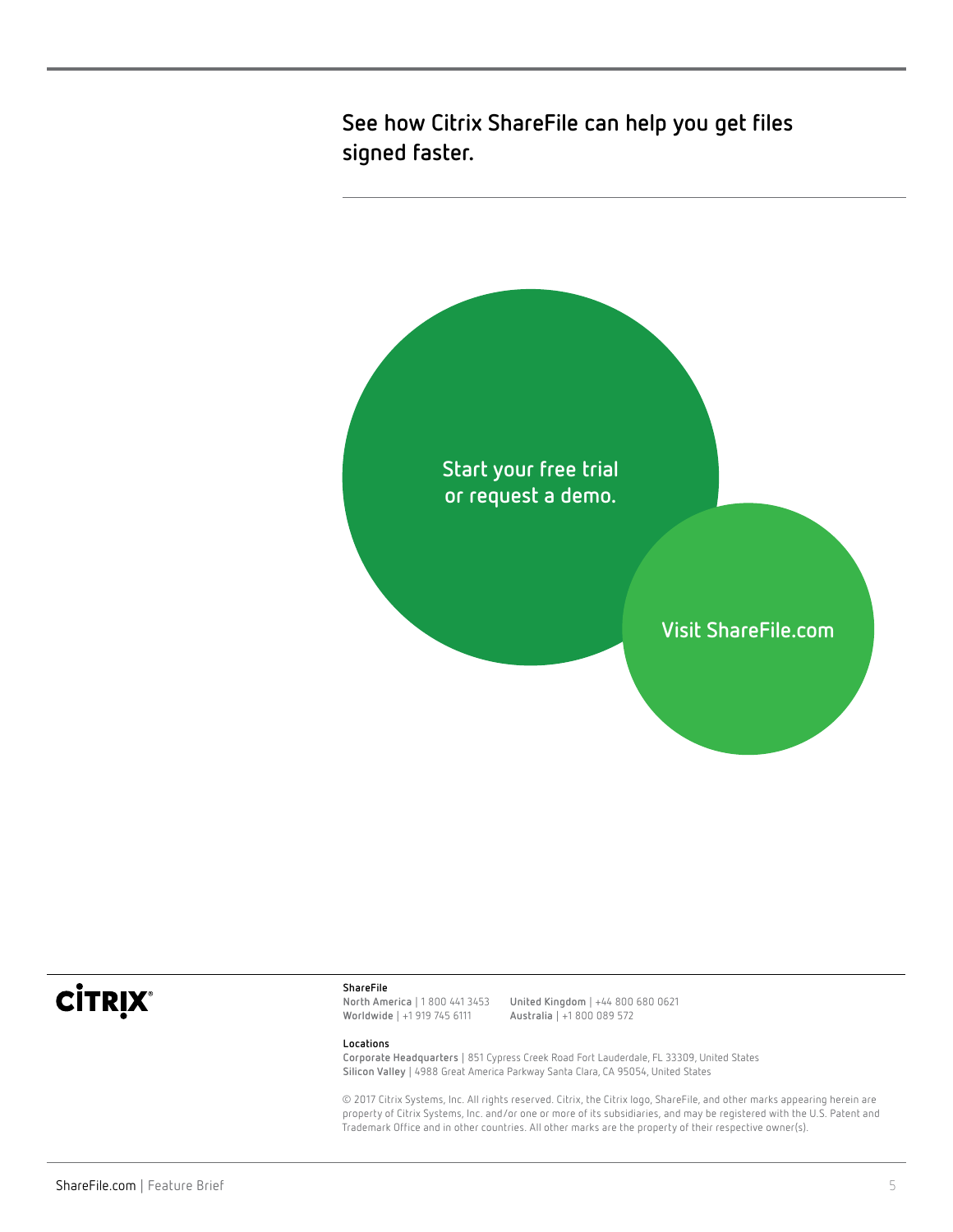## See how Citrix ShareFile can help you get files signed faster.

Start your free trial or request a demo.

Visit ShareFile.com

CITRIX

**ShareFile**

**North America** | 1 800 441 3453
**Worldwide** | +1 919 745 6111
**United Kingdom** | +44 800 680 0621
**Australia** | +1 800 089 572

**Locations**

**Corporate Headquarters** | 851 Cypress Creek Road Fort Lauderdale, FL 33309, United States
**Silicon Valley** | 4988 Great America Parkway Santa Clara, CA 95054, United States

© 2017 Citrix Systems, Inc. All rights reserved. Citrix, the Citrix logo, ShareFile, and other marks appearing herein are property of Citrix Systems, Inc. and/or one or more of its subsidiaries, and may be registered with the U.S. Patent and Trademark Office and in other countries. All other marks are the property of their respective owner(s).